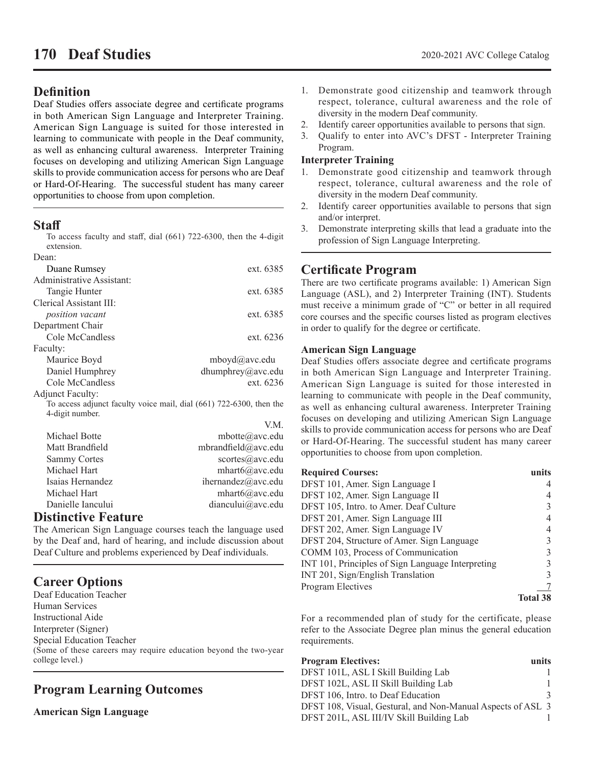## Definition

Deaf Studies offers associate degree and certificate programs in both American Sign Language and Interpreter Training. American Sign Language is suited for those interested in learning to communicate with people in the Deaf community, as well as enhancing cultural awareness. Interpreter Training focuses on developing and utilizing American Sign Language skills to provide communication access for persons who are Deaf or Hard-Of-Hearing. The successful student has many career opportunities to choose from upon completion.

## Staff

To access faculty and staff, dial (661) 722-6300, then the 4-digit extension.

Dean:
- Duane Rumsey — ext. 6385

Administrative Assistant:
- Tangie Hunter — ext. 6385

Clerical Assistant III:
- *position vacant* — ext. 6385

Department Chair
- Cole McCandless — ext. 6236

Faculty:
- Maurice Boyd — mboyd@avc.edu
- Daniel Humphrey — dhumphrey@avc.edu
- Cole McCandless — ext. 6236

Adjunct Faculty:

To access adjunct faculty voice mail, dial (661) 722-6300, then the 4-digit number.

| | V.M. |
|---|---|
| Michael Botte | mbotte@avc.edu |
| Matt Brandfield | mbrandfield@avc.edu |
| Sammy Cortes | scortes@avc.edu |
| Michael Hart | mhart6@avc.edu |
| Isaias Hernandez | ihernandez@avc.edu |
| Michael Hart | mhart6@avc.edu |
| Danielle Iancului | diancului@avc.edu |

## Distinctive Feature

The American Sign Language courses teach the language used by the Deaf and, hard of hearing, and include discussion about Deaf Culture and problems experienced by Deaf individuals.

## Career Options

Deaf Education Teacher
Human Services
Instructional Aide
Interpreter (Signer)
Special Education Teacher
(Some of these careers may require education beyond the two-year college level.)

## Program Learning Outcomes

**American Sign Language**

1. Demonstrate good citizenship and teamwork through respect, tolerance, cultural awareness and the role of diversity in the modern Deaf community.
2. Identify career opportunities available to persons that sign.
3. Qualify to enter into AVC's DFST - Interpreter Training Program.

**Interpreter Training**

1. Demonstrate good citizenship and teamwork through respect, tolerance, cultural awareness and the role of diversity in the modern Deaf community.
2. Identify career opportunities available to persons that sign and/or interpret.
3. Demonstrate interpreting skills that lead a graduate into the profession of Sign Language Interpreting.

## Certificate Program

There are two certificate programs available: 1) American Sign Language (ASL), and 2) Interpreter Training (INT). Students must receive a minimum grade of "C" or better in all required core courses and the specific courses listed as program electives in order to qualify for the degree or certificate.

**American Sign Language**

Deaf Studies offers associate degree and certificate programs in both American Sign Language and Interpreter Training. American Sign Language is suited for those interested in learning to communicate with people in the Deaf community, as well as enhancing cultural awareness. Interpreter Training focuses on developing and utilizing American Sign Language skills to provide communication access for persons who are Deaf or Hard-Of-Hearing. The successful student has many career opportunities to choose from upon completion.

| Required Courses: | units |
|---|---|
| DFST 101, Amer. Sign Language I | 4 |
| DFST 102, Amer. Sign Language II | 4 |
| DFST 105, Intro. to Amer. Deaf Culture | 3 |
| DFST 201, Amer. Sign Language III | 4 |
| DFST 202, Amer. Sign Language IV | 4 |
| DFST 204, Structure of Amer. Sign Language | 3 |
| COMM 103, Process of Communication | 3 |
| INT 101, Principles of Sign Language Interpreting | 3 |
| INT 201, Sign/English Translation | 3 |
| Program Electives | 7 |
| | **Total 38** |

For a recommended plan of study for the certificate, please refer to the Associate Degree plan minus the general education requirements.

| Program Electives: | units |
|---|---|
| DFST 101L, ASL I Skill Building Lab | 1 |
| DFST 102L, ASL II Skill Building Lab | 1 |
| DFST 106, Intro. to Deaf Education | 3 |
| DFST 108, Visual, Gestural, and Non-Manual Aspects of ASL | 3 |
| DFST 201L, ASL III/IV Skill Building Lab | 1 |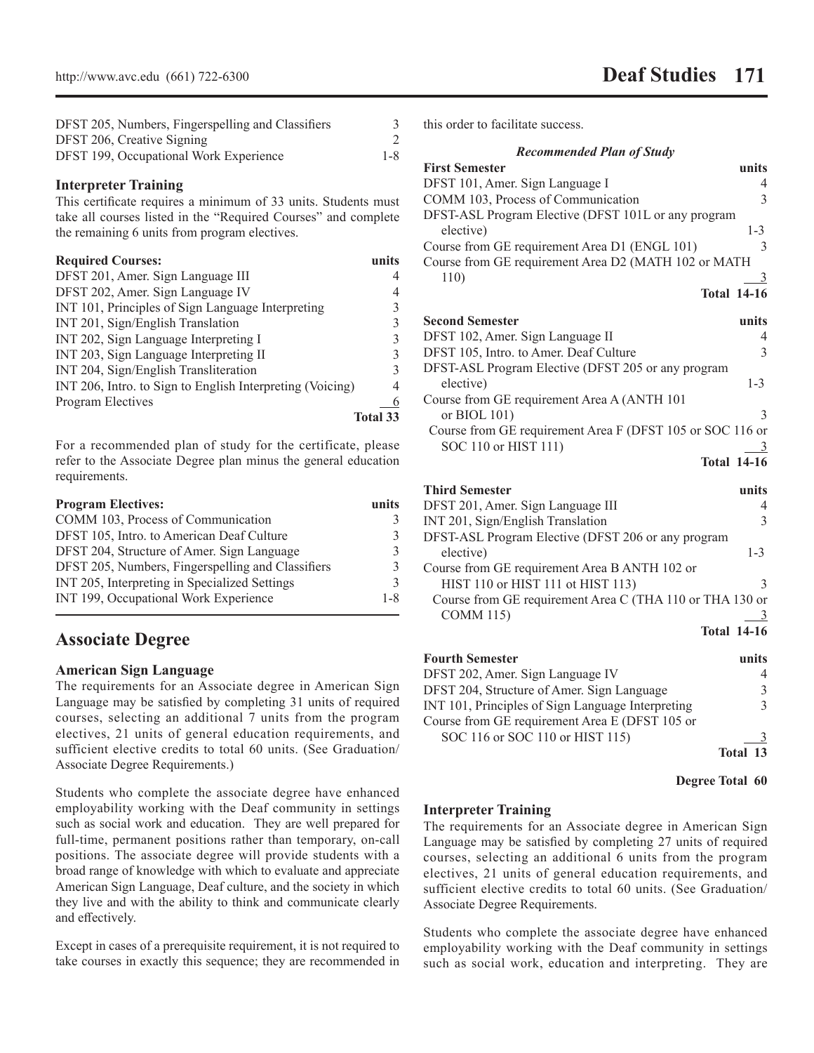| | |
|---|---|
| DFST 205, Numbers, Fingerspelling and Classifiers | 3 |
| DFST 206, Creative Signing | 2 |
| DFST 199, Occupational Work Experience | 1-8 |

### Interpreter Training

This certificate requires a minimum of 33 units. Students must take all courses listed in the "Required Courses" and complete the remaining 6 units from program electives.

| Required Courses: | units |
|---|---|
| DFST 201, Amer. Sign Language III | 4 |
| DFST 202, Amer. Sign Language IV | 4 |
| INT 101, Principles of Sign Language Interpreting | 3 |
| INT 201, Sign/English Translation | 3 |
| INT 202, Sign Language Interpreting I | 3 |
| INT 203, Sign Language Interpreting II | 3 |
| INT 204, Sign/English Transliteration | 3 |
| INT 206, Intro. to Sign to English Interpreting (Voicing) | 4 |
| Program Electives | 6 |
| | **Total 33** |

For a recommended plan of study for the certificate, please refer to the Associate Degree plan minus the general education requirements.

| Program Electives: | units |
|---|---|
| COMM 103, Process of Communication | 3 |
| DFST 105, Intro. to American Deaf Culture | 3 |
| DFST 204, Structure of Amer. Sign Language | 3 |
| DFST 205, Numbers, Fingerspelling and Classifiers | 3 |
| INT 205, Interpreting in Specialized Settings | 3 |
| INT 199, Occupational Work Experience | 1-8 |

## Associate Degree

### American Sign Language

The requirements for an Associate degree in American Sign Language may be satisfied by completing 31 units of required courses, selecting an additional 7 units from the program electives, 21 units of general education requirements, and sufficient elective credits to total 60 units. (See Graduation/ Associate Degree Requirements.)

Students who complete the associate degree have enhanced employability working with the Deaf community in settings such as social work and education. They are well prepared for full-time, permanent positions rather than temporary, on-call positions. The associate degree will provide students with a broad range of knowledge with which to evaluate and appreciate American Sign Language, Deaf culture, and the society in which they live and with the ability to think and communicate clearly and effectively.

Except in cases of a prerequisite requirement, it is not required to take courses in exactly this sequence; they are recommended in this order to facilitate success.

***Recommended Plan of Study***

| First Semester | units |
|---|---|
| DFST 101, Amer. Sign Language I | 4 |
| COMM 103, Process of Communication | 3 |
| DFST-ASL Program Elective (DFST 101L or any program elective) | 1-3 |
| Course from GE requirement Area D1 (ENGL 101) | 3 |
| Course from GE requirement Area D2 (MATH 102 or MATH 110) | 3 |
| | **Total 14-16** |

| Second Semester | units |
|---|---|
| DFST 102, Amer. Sign Language II | 4 |
| DFST 105, Intro. to Amer. Deaf Culture | 3 |
| DFST-ASL Program Elective (DFST 205 or any program elective) | 1-3 |
| Course from GE requirement Area A (ANTH 101 or BIOL 101) | 3 |
| Course from GE requirement Area F (DFST 105 or SOC 116 or SOC 110 or HIST 111) | 3 |
| | **Total 14-16** |

| Third Semester | units |
|---|---|
| DFST 201, Amer. Sign Language III | 4 |
| INT 201, Sign/English Translation | 3 |
| DFST-ASL Program Elective (DFST 206 or any program elective) | 1-3 |
| Course from GE requirement Area B ANTH 102 or HIST 110 or HIST 111 ot HIST 113) | 3 |
| Course from GE requirement Area C (THA 110 or THA 130 or COMM 115) | 3 |
| | **Total 14-16** |

| Fourth Semester | units |
|---|---|
| DFST 202, Amer. Sign Language IV | 4 |
| DFST 204, Structure of Amer. Sign Language | 3 |
| INT 101, Principles of Sign Language Interpreting | 3 |
| Course from GE requirement Area E (DFST 105 or SOC 116 or SOC 110 or HIST 115) | 3 |
| | **Total 13** |

**Degree Total 60**

### Interpreter Training

The requirements for an Associate degree in American Sign Language may be satisfied by completing 27 units of required courses, selecting an additional 6 units from the program electives, 21 units of general education requirements, and sufficient elective credits to total 60 units. (See Graduation/ Associate Degree Requirements.

Students who complete the associate degree have enhanced employability working with the Deaf community in settings such as social work, education and interpreting. They are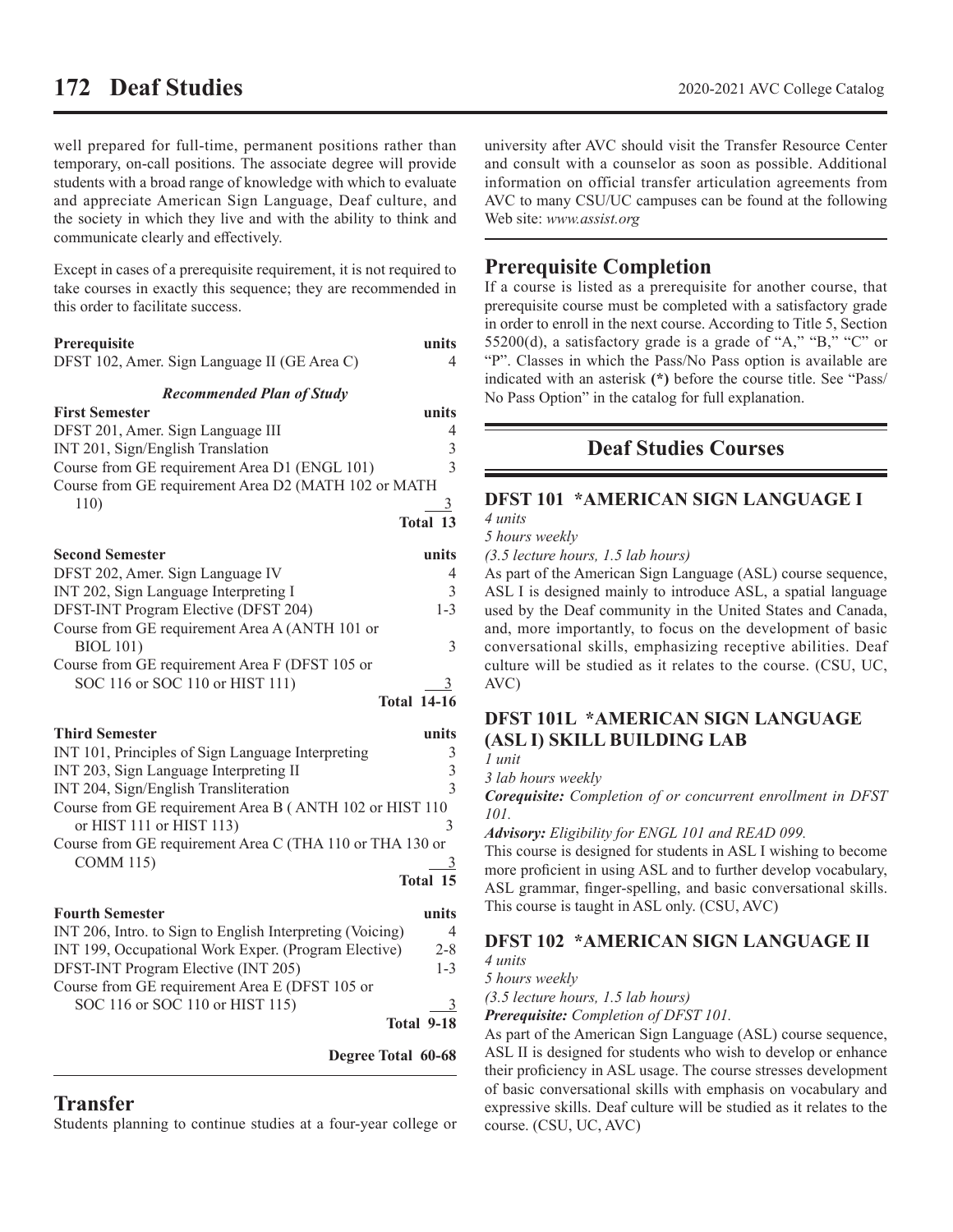well prepared for full-time, permanent positions rather than temporary, on-call positions. The associate degree will provide students with a broad range of knowledge with which to evaluate and appreciate American Sign Language, Deaf culture, and the society in which they live and with the ability to think and communicate clearly and effectively.

Except in cases of a prerequisite requirement, it is not required to take courses in exactly this sequence; they are recommended in this order to facilitate success.

| Prerequisite | units |
|---|---|
| DFST 102, Amer. Sign Language II (GE Area C) | 4 |

***Recommended Plan of Study***

| First Semester | units |
|---|---|
| DFST 201, Amer. Sign Language III | 4 |
| INT 201, Sign/English Translation | 3 |
| Course from GE requirement Area D1 (ENGL 101) | 3 |
| Course from GE requirement Area D2 (MATH 102 or MATH 110) | 3 |
| **Total** | **13** |

| Second Semester | units |
|---|---|
| DFST 202, Amer. Sign Language IV | 4 |
| INT 202, Sign Language Interpreting I | 3 |
| DFST-INT Program Elective (DFST 204) | 1-3 |
| Course from GE requirement Area A (ANTH 101 or BIOL 101) | 3 |
| Course from GE requirement Area F (DFST 105 or SOC 116 or SOC 110 or HIST 111) | 3 |
| **Total** | **14-16** |

| Third Semester | units |
|---|---|
| INT 101, Principles of Sign Language Interpreting | 3 |
| INT 203, Sign Language Interpreting II | 3 |
| INT 204, Sign/English Transliteration | 3 |
| Course from GE requirement Area B ( ANTH 102 or HIST 110 or HIST 111 or HIST 113) | 3 |
| Course from GE requirement Area C (THA 110 or THA 130 or COMM 115) | 3 |
| **Total** | **15** |

| Fourth Semester | units |
|---|---|
| INT 206, Intro. to Sign to English Interpreting (Voicing) | 4 |
| INT 199, Occupational Work Exper. (Program Elective) | 2-8 |
| DFST-INT Program Elective (INT 205) | 1-3 |
| Course from GE requirement Area E (DFST 105 or SOC 116 or SOC 110 or HIST 115) | 3 |
| **Total** | **9-18** |

**Degree Total 60-68**

## Transfer

Students planning to continue studies at a four-year college or university after AVC should visit the Transfer Resource Center and consult with a counselor as soon as possible. Additional information on official transfer articulation agreements from AVC to many CSU/UC campuses can be found at the following Web site: *www.assist.org*

## Prerequisite Completion

If a course is listed as a prerequisite for another course, that prerequisite course must be completed with a satisfactory grade in order to enroll in the next course. According to Title 5, Section 55200(d), a satisfactory grade is a grade of "A," "B," "C" or "P". Classes in which the Pass/No Pass option is available are indicated with an asterisk **(*)** before the course title. See "Pass/No Pass Option" in the catalog for full explanation.

## Deaf Studies Courses

### DFST 101 *AMERICAN SIGN LANGUAGE I

*4 units*
*5 hours weekly*
*(3.5 lecture hours, 1.5 lab hours)*

As part of the American Sign Language (ASL) course sequence, ASL I is designed mainly to introduce ASL, a spatial language used by the Deaf community in the United States and Canada, and, more importantly, to focus on the development of basic conversational skills, emphasizing receptive abilities. Deaf culture will be studied as it relates to the course. (CSU, UC, AVC)

### DFST 101L *AMERICAN SIGN LANGUAGE (ASL I) SKILL BUILDING LAB

*1 unit*
*3 lab hours weekly*

***Corequisite:*** *Completion of or concurrent enrollment in DFST 101.*

***Advisory:*** *Eligibility for ENGL 101 and READ 099.*

This course is designed for students in ASL I wishing to become more proficient in using ASL and to further develop vocabulary, ASL grammar, finger-spelling, and basic conversational skills. This course is taught in ASL only. (CSU, AVC)

### DFST 102 *AMERICAN SIGN LANGUAGE II

*4 units*
*5 hours weekly*
*(3.5 lecture hours, 1.5 lab hours)*

***Prerequisite:*** *Completion of DFST 101.*

As part of the American Sign Language (ASL) course sequence, ASL II is designed for students who wish to develop or enhance their proficiency in ASL usage. The course stresses development of basic conversational skills with emphasis on vocabulary and expressive skills. Deaf culture will be studied as it relates to the course. (CSU, UC, AVC)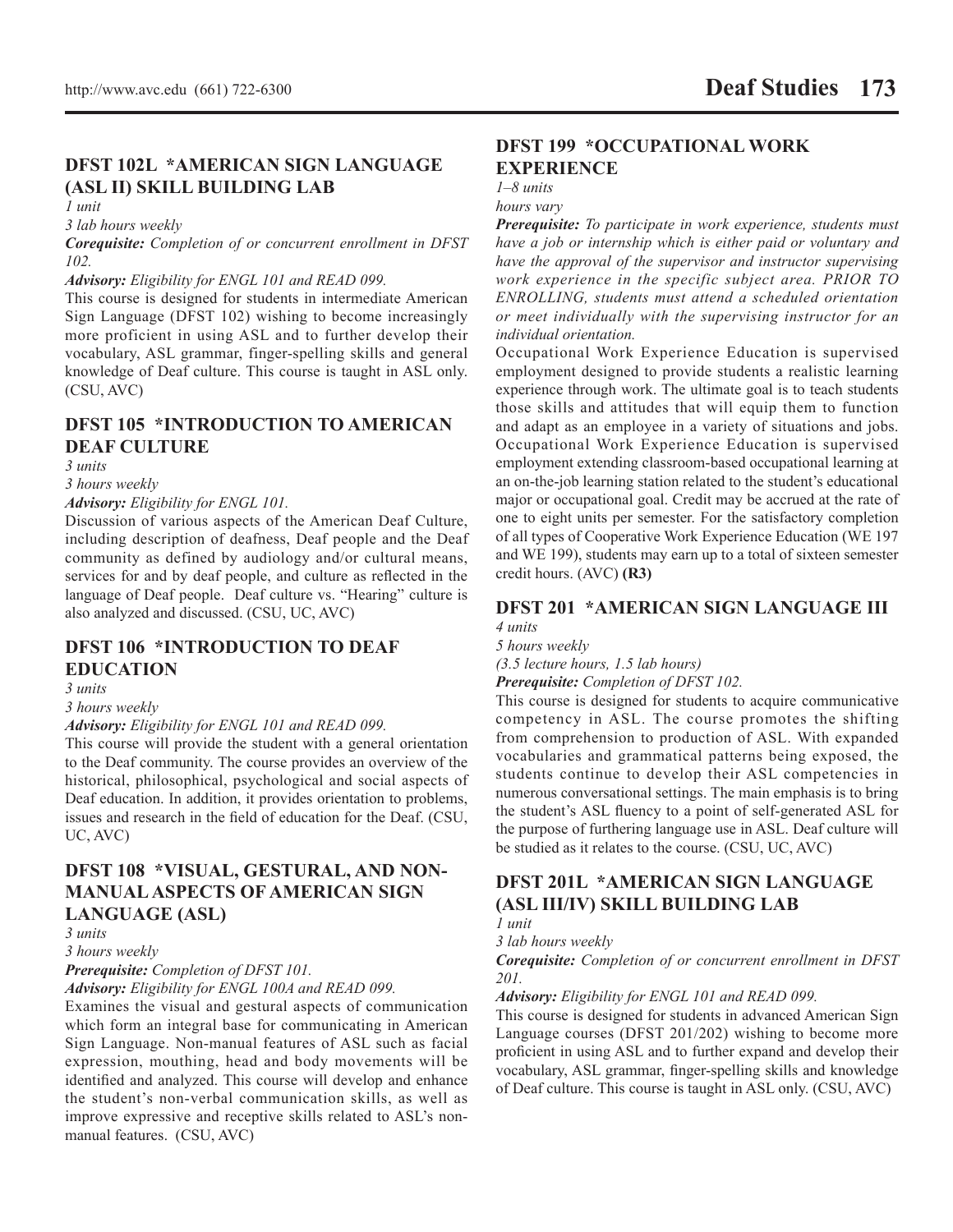## DFST 102L *AMERICAN SIGN LANGUAGE (ASL II) SKILL BUILDING LAB

*1 unit*

*3 lab hours weekly*

***Corequisite:*** *Completion of or concurrent enrollment in DFST 102.*

***Advisory:*** *Eligibility for ENGL 101 and READ 099.*

This course is designed for students in intermediate American Sign Language (DFST 102) wishing to become increasingly more proficient in using ASL and to further develop their vocabulary, ASL grammar, finger-spelling skills and general knowledge of Deaf culture. This course is taught in ASL only. (CSU, AVC)

## DFST 105 *INTRODUCTION TO AMERICAN DEAF CULTURE

*3 units*

*3 hours weekly*

***Advisory:*** *Eligibility for ENGL 101.*

Discussion of various aspects of the American Deaf Culture, including description of deafness, Deaf people and the Deaf community as defined by audiology and/or cultural means, services for and by deaf people, and culture as reflected in the language of Deaf people. Deaf culture vs. "Hearing" culture is also analyzed and discussed. (CSU, UC, AVC)

## DFST 106 *INTRODUCTION TO DEAF EDUCATION

*3 units*

*3 hours weekly*

***Advisory:*** *Eligibility for ENGL 101 and READ 099.*

This course will provide the student with a general orientation to the Deaf community. The course provides an overview of the historical, philosophical, psychological and social aspects of Deaf education. In addition, it provides orientation to problems, issues and research in the field of education for the Deaf. (CSU, UC, AVC)

## DFST 108 *VISUAL, GESTURAL, AND NON-MANUAL ASPECTS OF AMERICAN SIGN LANGUAGE (ASL)

*3 units*

*3 hours weekly*

***Prerequisite:*** *Completion of DFST 101.*

***Advisory:*** *Eligibility for ENGL 100A and READ 099.*

Examines the visual and gestural aspects of communication which form an integral base for communicating in American Sign Language. Non-manual features of ASL such as facial expression, mouthing, head and body movements will be identified and analyzed. This course will develop and enhance the student's non-verbal communication skills, as well as improve expressive and receptive skills related to ASL's non-manual features. (CSU, AVC)

## DFST 199 *OCCUPATIONAL WORK EXPERIENCE

*1–8 units*

*hours vary*

***Prerequisite:*** *To participate in work experience, students must have a job or internship which is either paid or voluntary and have the approval of the supervisor and instructor supervising work experience in the specific subject area. PRIOR TO ENROLLING, students must attend a scheduled orientation or meet individually with the supervising instructor for an individual orientation.*

Occupational Work Experience Education is supervised employment designed to provide students a realistic learning experience through work. The ultimate goal is to teach students those skills and attitudes that will equip them to function and adapt as an employee in a variety of situations and jobs. Occupational Work Experience Education is supervised employment extending classroom-based occupational learning at an on-the-job learning station related to the student's educational major or occupational goal. Credit may be accrued at the rate of one to eight units per semester. For the satisfactory completion of all types of Cooperative Work Experience Education (WE 197 and WE 199), students may earn up to a total of sixteen semester credit hours. (AVC) **(R3)**

## DFST 201 *AMERICAN SIGN LANGUAGE III

*4 units*

*5 hours weekly*

*(3.5 lecture hours, 1.5 lab hours)*

***Prerequisite:*** *Completion of DFST 102.*

This course is designed for students to acquire communicative competency in ASL. The course promotes the shifting from comprehension to production of ASL. With expanded vocabularies and grammatical patterns being exposed, the students continue to develop their ASL competencies in numerous conversational settings. The main emphasis is to bring the student's ASL fluency to a point of self-generated ASL for the purpose of furthering language use in ASL. Deaf culture will be studied as it relates to the course. (CSU, UC, AVC)

## DFST 201L *AMERICAN SIGN LANGUAGE (ASL III/IV) SKILL BUILDING LAB

*1 unit*

*3 lab hours weekly*

***Corequisite:*** *Completion of or concurrent enrollment in DFST 201.*

***Advisory:*** *Eligibility for ENGL 101 and READ 099.*

This course is designed for students in advanced American Sign Language courses (DFST 201/202) wishing to become more proficient in using ASL and to further expand and develop their vocabulary, ASL grammar, finger-spelling skills and knowledge of Deaf culture. This course is taught in ASL only. (CSU, AVC)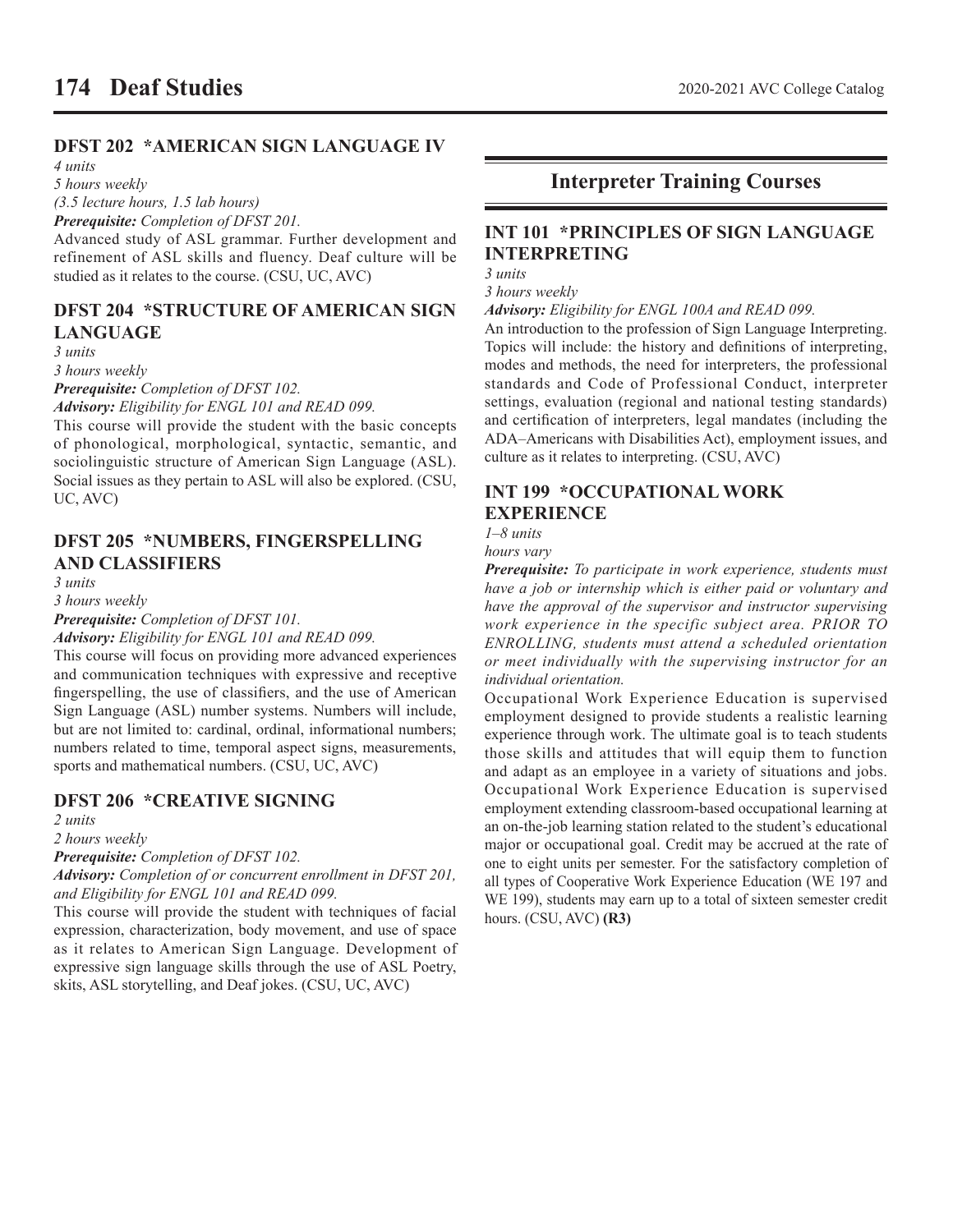### DFST 202 *AMERICAN SIGN LANGUAGE IV

*4 units*
*5 hours weekly*
*(3.5 lecture hours, 1.5 lab hours)*
***Prerequisite:*** *Completion of DFST 201.*

Advanced study of ASL grammar. Further development and refinement of ASL skills and fluency. Deaf culture will be studied as it relates to the course. (CSU, UC, AVC)

### DFST 204 *STRUCTURE OF AMERICAN SIGN LANGUAGE

*3 units*
*3 hours weekly*
***Prerequisite:*** *Completion of DFST 102.*
***Advisory:*** *Eligibility for ENGL 101 and READ 099.*

This course will provide the student with the basic concepts of phonological, morphological, syntactic, semantic, and sociolinguistic structure of American Sign Language (ASL). Social issues as they pertain to ASL will also be explored. (CSU, UC, AVC)

### DFST 205 *NUMBERS, FINGERSPELLING AND CLASSIFIERS

*3 units*
*3 hours weekly*
***Prerequisite:*** *Completion of DFST 101.*
***Advisory:*** *Eligibility for ENGL 101 and READ 099.*

This course will focus on providing more advanced experiences and communication techniques with expressive and receptive fingerspelling, the use of classifiers, and the use of American Sign Language (ASL) number systems. Numbers will include, but are not limited to: cardinal, ordinal, informational numbers; numbers related to time, temporal aspect signs, measurements, sports and mathematical numbers. (CSU, UC, AVC)

### DFST 206 *CREATIVE SIGNING

*2 units*
*2 hours weekly*
***Prerequisite:*** *Completion of DFST 102.*
***Advisory:*** *Completion of or concurrent enrollment in DFST 201, and Eligibility for ENGL 101 and READ 099.*

This course will provide the student with techniques of facial expression, characterization, body movement, and use of space as it relates to American Sign Language. Development of expressive sign language skills through the use of ASL Poetry, skits, ASL storytelling, and Deaf jokes. (CSU, UC, AVC)

## Interpreter Training Courses

### INT 101 *PRINCIPLES OF SIGN LANGUAGE INTERPRETING

*3 units*
*3 hours weekly*
***Advisory:*** *Eligibility for ENGL 100A and READ 099.*

An introduction to the profession of Sign Language Interpreting. Topics will include: the history and definitions of interpreting, modes and methods, the need for interpreters, the professional standards and Code of Professional Conduct, interpreter settings, evaluation (regional and national testing standards) and certification of interpreters, legal mandates (including the ADA–Americans with Disabilities Act), employment issues, and culture as it relates to interpreting. (CSU, AVC)

### INT 199 *OCCUPATIONAL WORK EXPERIENCE

*1–8 units*
*hours vary*
***Prerequisite:*** *To participate in work experience, students must have a job or internship which is either paid or voluntary and have the approval of the supervisor and instructor supervising work experience in the specific subject area. PRIOR TO ENROLLING, students must attend a scheduled orientation or meet individually with the supervising instructor for an individual orientation.*

Occupational Work Experience Education is supervised employment designed to provide students a realistic learning experience through work. The ultimate goal is to teach students those skills and attitudes that will equip them to function and adapt as an employee in a variety of situations and jobs. Occupational Work Experience Education is supervised employment extending classroom-based occupational learning at an on-the-job learning station related to the student's educational major or occupational goal. Credit may be accrued at the rate of one to eight units per semester. For the satisfactory completion of all types of Cooperative Work Experience Education (WE 197 and WE 199), students may earn up to a total of sixteen semester credit hours. (CSU, AVC) **(R3)**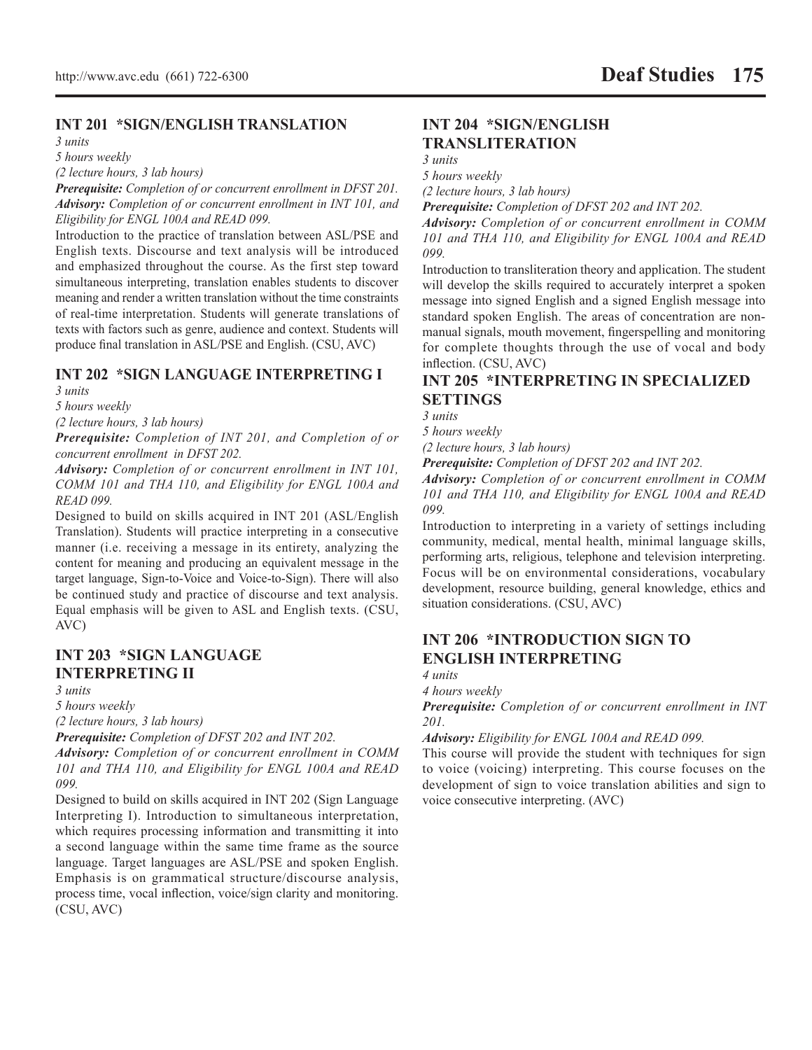## INT 201 *SIGN/ENGLISH TRANSLATION

*3 units*

*5 hours weekly*

*(2 lecture hours, 3 lab hours)*

***Prerequisite:*** *Completion of or concurrent enrollment in DFST 201.*

***Advisory:*** *Completion of or concurrent enrollment in INT 101, and Eligibility for ENGL 100A and READ 099.*

Introduction to the practice of translation between ASL/PSE and English texts. Discourse and text analysis will be introduced and emphasized throughout the course. As the first step toward simultaneous interpreting, translation enables students to discover meaning and render a written translation without the time constraints of real-time interpretation. Students will generate translations of texts with factors such as genre, audience and context. Students will produce final translation in ASL/PSE and English. (CSU, AVC)

## INT 202 *SIGN LANGUAGE INTERPRETING I

*3 units*

*5 hours weekly*

*(2 lecture hours, 3 lab hours)*

***Prerequisite:*** *Completion of INT 201, and Completion of or concurrent enrollment in DFST 202.*

***Advisory:*** *Completion of or concurrent enrollment in INT 101, COMM 101 and THA 110, and Eligibility for ENGL 100A and READ 099.*

Designed to build on skills acquired in INT 201 (ASL/English Translation). Students will practice interpreting in a consecutive manner (i.e. receiving a message in its entirety, analyzing the content for meaning and producing an equivalent message in the target language, Sign-to-Voice and Voice-to-Sign). There will also be continued study and practice of discourse and text analysis. Equal emphasis will be given to ASL and English texts. (CSU, AVC)

## INT 203 *SIGN LANGUAGE INTERPRETING II

*3 units*

*5 hours weekly*

*(2 lecture hours, 3 lab hours)*

***Prerequisite:*** *Completion of DFST 202 and INT 202.*

***Advisory:*** *Completion of or concurrent enrollment in COMM 101 and THA 110, and Eligibility for ENGL 100A and READ 099.*

Designed to build on skills acquired in INT 202 (Sign Language Interpreting I). Introduction to simultaneous interpretation, which requires processing information and transmitting it into a second language within the same time frame as the source language. Target languages are ASL/PSE and spoken English. Emphasis is on grammatical structure/discourse analysis, process time, vocal inflection, voice/sign clarity and monitoring. (CSU, AVC)

## INT 204 *SIGN/ENGLISH TRANSLITERATION

*3 units*

*5 hours weekly*

*(2 lecture hours, 3 lab hours)*

***Prerequisite:*** *Completion of DFST 202 and INT 202.*

***Advisory:*** *Completion of or concurrent enrollment in COMM 101 and THA 110, and Eligibility for ENGL 100A and READ 099.*

Introduction to transliteration theory and application. The student will develop the skills required to accurately interpret a spoken message into signed English and a signed English message into standard spoken English. The areas of concentration are non-manual signals, mouth movement, fingerspelling and monitoring for complete thoughts through the use of vocal and body inflection. (CSU, AVC)

## INT 205 *INTERPRETING IN SPECIALIZED SETTINGS

*3 units*

*5 hours weekly*

*(2 lecture hours, 3 lab hours)*

***Prerequisite:*** *Completion of DFST 202 and INT 202.*

***Advisory:*** *Completion of or concurrent enrollment in COMM 101 and THA 110, and Eligibility for ENGL 100A and READ 099.*

Introduction to interpreting in a variety of settings including community, medical, mental health, minimal language skills, performing arts, religious, telephone and television interpreting. Focus will be on environmental considerations, vocabulary development, resource building, general knowledge, ethics and situation considerations. (CSU, AVC)

## INT 206 *INTRODUCTION SIGN TO ENGLISH INTERPRETING

*4 units*

*4 hours weekly*

***Prerequisite:*** *Completion of or concurrent enrollment in INT 201.*

***Advisory:*** *Eligibility for ENGL 100A and READ 099.*

This course will provide the student with techniques for sign to voice (voicing) interpreting. This course focuses on the development of sign to voice translation abilities and sign to voice consecutive interpreting. (AVC)